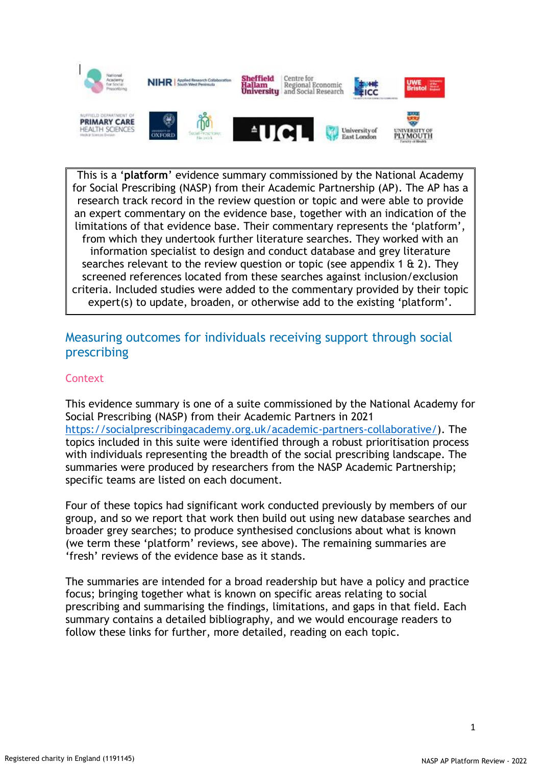This is a ‘**platform**’ evidence summary commissioned by the National Academy for Social Prescribing (NASP) from their Academic Partnership (AP). The AP has a research track record in the review question or topic and were able to provide an expert commentary on the evidence base, together with an indication of the limitations of that evidence base. Their commentary represents the ‘platform’, from which they undertook further literature searches. They worked with an information specialist to design and conduct database and grey literature searches relevant to the review question or topic (see appendix 1 & 2). They screened references located from these searches against inclusion/exclusion criteria. Included studies were added to the commentary provided by their topic expert(s) to update, broaden, or otherwise add to the existing ‘platform’.

# Measuring outcomes for individuals receiving support through social prescribing

## Context

This evidence summary is one of a suite commissioned by the National Academy for Social Prescribing (NASP) from their Academic Partners in 2021 https://socialprescribingacademy.org.uk/academic-partners-collaborative/). The topics included in this suite were identified through a robust prioritisation process with individuals representing the breadth of the social prescribing landscape. The summaries were produced by researchers from the NASP Academic Partnership; specific teams are listed on each document.

Four of these topics had significant work conducted previously by members of our group, and so we report that work then build out using new database searches and broader grey searches; to produce synthesised conclusions about what is known (we term these ‘platform’ reviews, see above). The remaining summaries are ‘fresh’ reviews of the evidence base as it stands.

The summaries are intended for a broad readership but have a policy and practice focus; bringing together what is known on specific areas relating to social prescribing and summarising the findings, limitations, and gaps in that field. Each summary contains a detailed bibliography, and we would encourage readers to follow these links for further, more detailed, reading on each topic.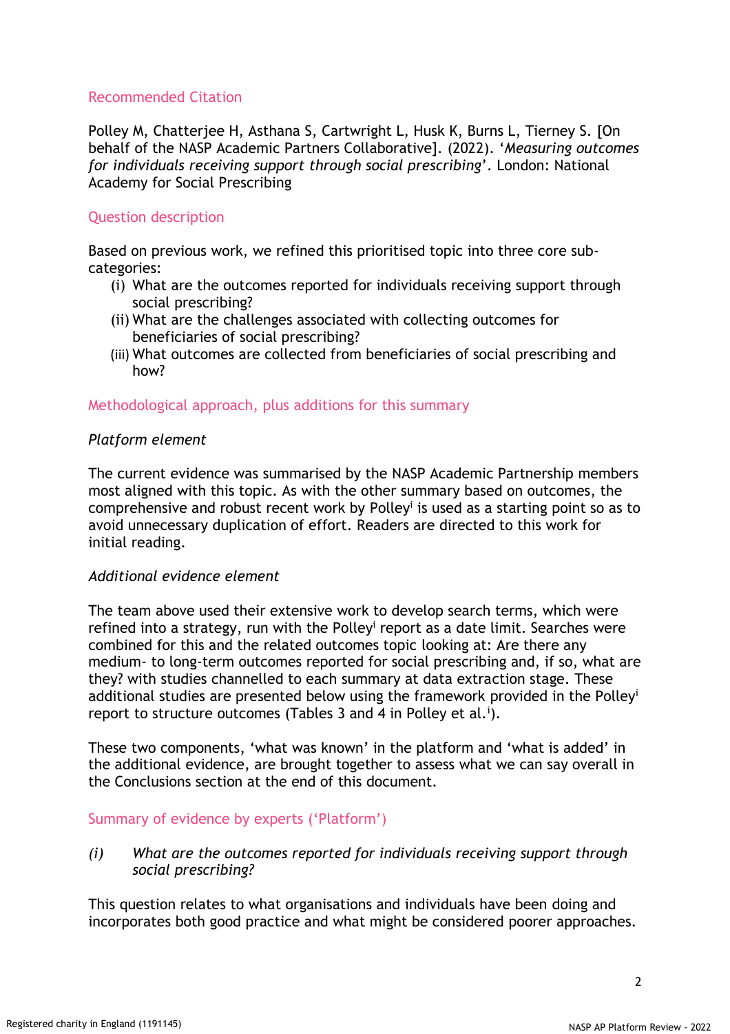## Recommended Citation

Polley M, Chatterjee H, Asthana S, Cartwright L, Husk K, Burns L, Tierney S. [On behalf of the NASP Academic Partners Collaborative]. (2022). '*Measuring outcomes for individuals receiving support through social prescribing*'. London: National Academy for Social Prescribing

## Question description

Based on previous work, we refined this prioritised topic into three core sub-categories:

(i) What are the outcomes reported for individuals receiving support through social prescribing?
(ii) What are the challenges associated with collecting outcomes for beneficiaries of social prescribing?
(iii) What outcomes are collected from beneficiaries of social prescribing and how?

## Methodological approach, plus additions for this summary

### *Platform element*

The current evidence was summarised by the NASP Academic Partnership members most aligned with this topic. As with the other summary based on outcomes, the comprehensive and robust recent work by Polley[i] is used as a starting point so as to avoid unnecessary duplication of effort. Readers are directed to this work for initial reading.

### *Additional evidence element*

The team above used their extensive work to develop search terms, which were refined into a strategy, run with the Polley[i] report as a date limit. Searches were combined for this and the related outcomes topic looking at: Are there any medium- to long-term outcomes reported for social prescribing and, if so, what are they? with studies channelled to each summary at data extraction stage. These additional studies are presented below using the framework provided in the Polley[i] report to structure outcomes (Tables 3 and 4 in Polley et al.[i]).

These two components, 'what was known' in the platform and 'what is added' in the additional evidence, are brought together to assess what we can say overall in the Conclusions section at the end of this document.

## Summary of evidence by experts ('Platform')

### *(i) What are the outcomes reported for individuals receiving support through social prescribing?*

This question relates to what organisations and individuals have been doing and incorporates both good practice and what might be considered poorer approaches.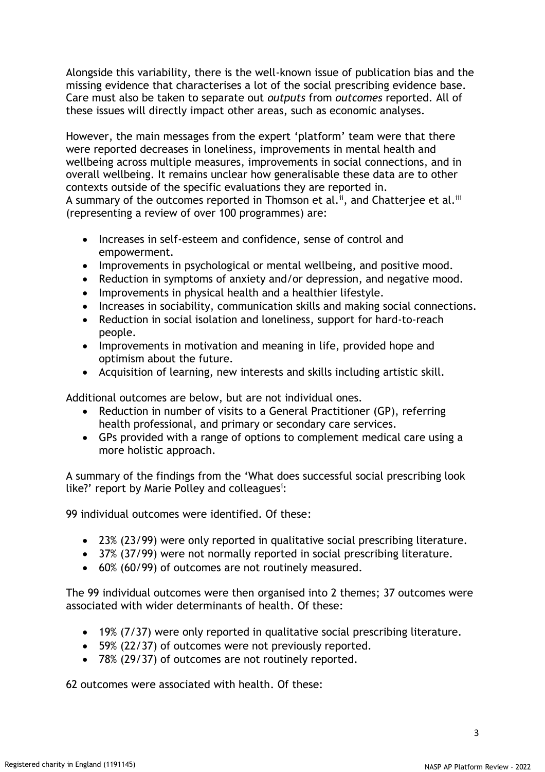Alongside this variability, there is the well-known issue of publication bias and the missing evidence that characterises a lot of the social prescribing evidence base. Care must also be taken to separate out *outputs* from *outcomes* reported. All of these issues will directly impact other areas, such as economic analyses.

However, the main messages from the expert 'platform' team were that there were reported decreases in loneliness, improvements in mental health and wellbeing across multiple measures, improvements in social connections, and in overall wellbeing. It remains unclear how generalisable these data are to other contexts outside of the specific evaluations they are reported in.
A summary of the outcomes reported in Thomson et al.[ii], and Chatterjee et al.[iii] (representing a review of over 100 programmes) are:

- Increases in self-esteem and confidence, sense of control and empowerment.
- Improvements in psychological or mental wellbeing, and positive mood.
- Reduction in symptoms of anxiety and/or depression, and negative mood.
- Improvements in physical health and a healthier lifestyle.
- Increases in sociability, communication skills and making social connections.
- Reduction in social isolation and loneliness, support for hard-to-reach people.
- Improvements in motivation and meaning in life, provided hope and optimism about the future.
- Acquisition of learning, new interests and skills including artistic skill.

Additional outcomes are below, but are not individual ones.

- Reduction in number of visits to a General Practitioner (GP), referring health professional, and primary or secondary care services.
- GPs provided with a range of options to complement medical care using a more holistic approach.

A summary of the findings from the 'What does successful social prescribing look like?' report by Marie Polley and colleagues[i]:

99 individual outcomes were identified. Of these:

- 23% (23/99) were only reported in qualitative social prescribing literature.
- 37% (37/99) were not normally reported in social prescribing literature.
- 60% (60/99) of outcomes are not routinely measured.

The 99 individual outcomes were then organised into 2 themes; 37 outcomes were associated with wider determinants of health. Of these:

- 19% (7/37) were only reported in qualitative social prescribing literature.
- 59% (22/37) of outcomes were not previously reported.
- 78% (29/37) of outcomes are not routinely reported.

62 outcomes were associated with health. Of these: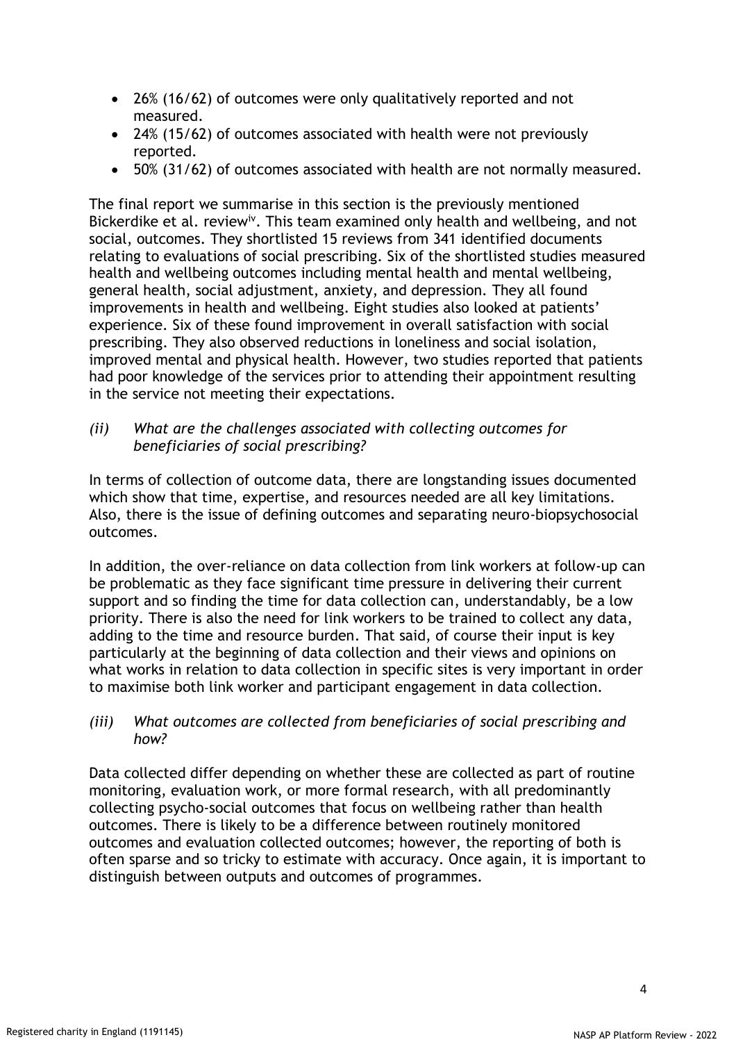- 26% (16/62) of outcomes were only qualitatively reported and not measured.
- 24% (15/62) of outcomes associated with health were not previously reported.
- 50% (31/62) of outcomes associated with health are not normally measured.

The final report we summarise in this section is the previously mentioned Bickerdike et al. review[iv]. This team examined only health and wellbeing, and not social, outcomes. They shortlisted 15 reviews from 341 identified documents relating to evaluations of social prescribing. Six of the shortlisted studies measured health and wellbeing outcomes including mental health and mental wellbeing, general health, social adjustment, anxiety, and depression. They all found improvements in health and wellbeing. Eight studies also looked at patients' experience. Six of these found improvement in overall satisfaction with social prescribing. They also observed reductions in loneliness and social isolation, improved mental and physical health. However, two studies reported that patients had poor knowledge of the services prior to attending their appointment resulting in the service not meeting their expectations.

*(ii) What are the challenges associated with collecting outcomes for beneficiaries of social prescribing?*

In terms of collection of outcome data, there are longstanding issues documented which show that time, expertise, and resources needed are all key limitations. Also, there is the issue of defining outcomes and separating neuro-biopsychosocial outcomes.

In addition, the over-reliance on data collection from link workers at follow-up can be problematic as they face significant time pressure in delivering their current support and so finding the time for data collection can, understandably, be a low priority. There is also the need for link workers to be trained to collect any data, adding to the time and resource burden. That said, of course their input is key particularly at the beginning of data collection and their views and opinions on what works in relation to data collection in specific sites is very important in order to maximise both link worker and participant engagement in data collection.

*(iii) What outcomes are collected from beneficiaries of social prescribing and how?*

Data collected differ depending on whether these are collected as part of routine monitoring, evaluation work, or more formal research, with all predominantly collecting psycho-social outcomes that focus on wellbeing rather than health outcomes. There is likely to be a difference between routinely monitored outcomes and evaluation collected outcomes; however, the reporting of both is often sparse and so tricky to estimate with accuracy. Once again, it is important to distinguish between outputs and outcomes of programmes.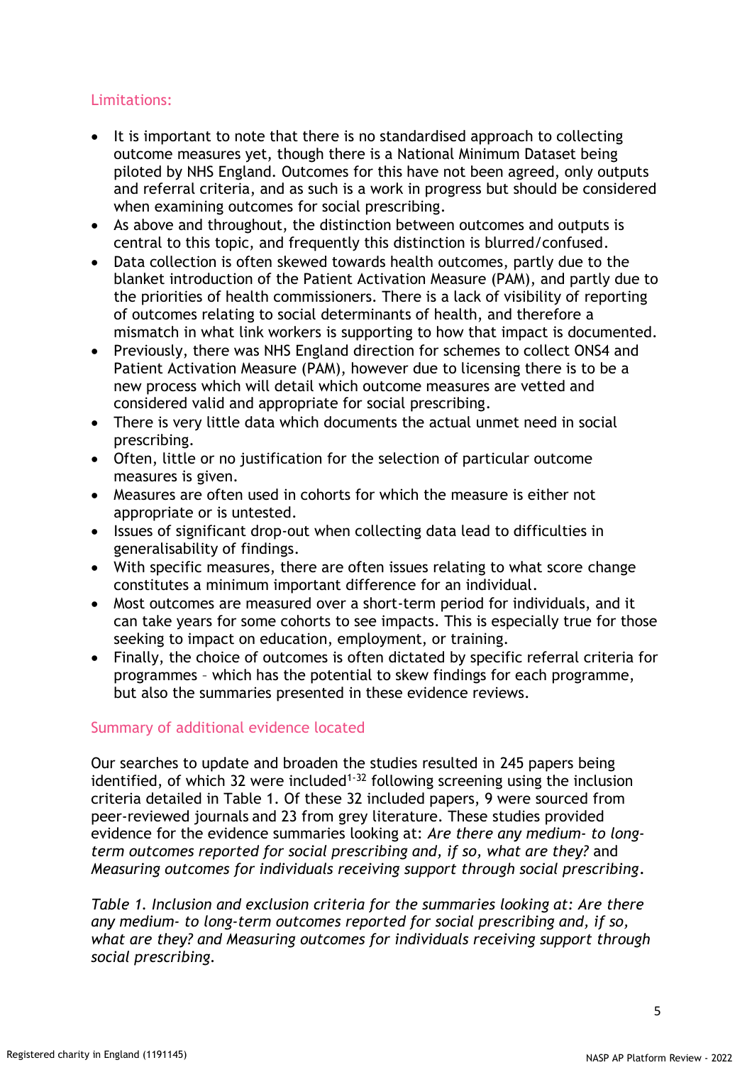## Limitations:

- It is important to note that there is no standardised approach to collecting outcome measures yet, though there is a National Minimum Dataset being piloted by NHS England. Outcomes for this have not been agreed, only outputs and referral criteria, and as such is a work in progress but should be considered when examining outcomes for social prescribing.
- As above and throughout, the distinction between outcomes and outputs is central to this topic, and frequently this distinction is blurred/confused.
- Data collection is often skewed towards health outcomes, partly due to the blanket introduction of the Patient Activation Measure (PAM), and partly due to the priorities of health commissioners. There is a lack of visibility of reporting of outcomes relating to social determinants of health, and therefore a mismatch in what link workers is supporting to how that impact is documented.
- Previously, there was NHS England direction for schemes to collect ONS4 and Patient Activation Measure (PAM), however due to licensing there is to be a new process which will detail which outcome measures are vetted and considered valid and appropriate for social prescribing.
- There is very little data which documents the actual unmet need in social prescribing.
- Often, little or no justification for the selection of particular outcome measures is given.
- Measures are often used in cohorts for which the measure is either not appropriate or is untested.
- Issues of significant drop-out when collecting data lead to difficulties in generalisability of findings.
- With specific measures, there are often issues relating to what score change constitutes a minimum important difference for an individual.
- Most outcomes are measured over a short-term period for individuals, and it can take years for some cohorts to see impacts. This is especially true for those seeking to impact on education, employment, or training.
- Finally, the choice of outcomes is often dictated by specific referral criteria for programmes – which has the potential to skew findings for each programme, but also the summaries presented in these evidence reviews.

## Summary of additional evidence located

Our searches to update and broaden the studies resulted in 245 papers being identified, of which 32 were included[1-32] following screening using the inclusion criteria detailed in Table 1. Of these 32 included papers, 9 were sourced from peer-reviewed journals and 23 from grey literature. These studies provided evidence for the evidence summaries looking at: *Are there any medium- to long-term outcomes reported for social prescribing and, if so, what are they?* and *Measuring outcomes for individuals receiving support through social prescribing*.

*Table 1. Inclusion and exclusion criteria for the summaries looking at: Are there any medium- to long-term outcomes reported for social prescribing and, if so, what are they? and Measuring outcomes for individuals receiving support through social prescribing.*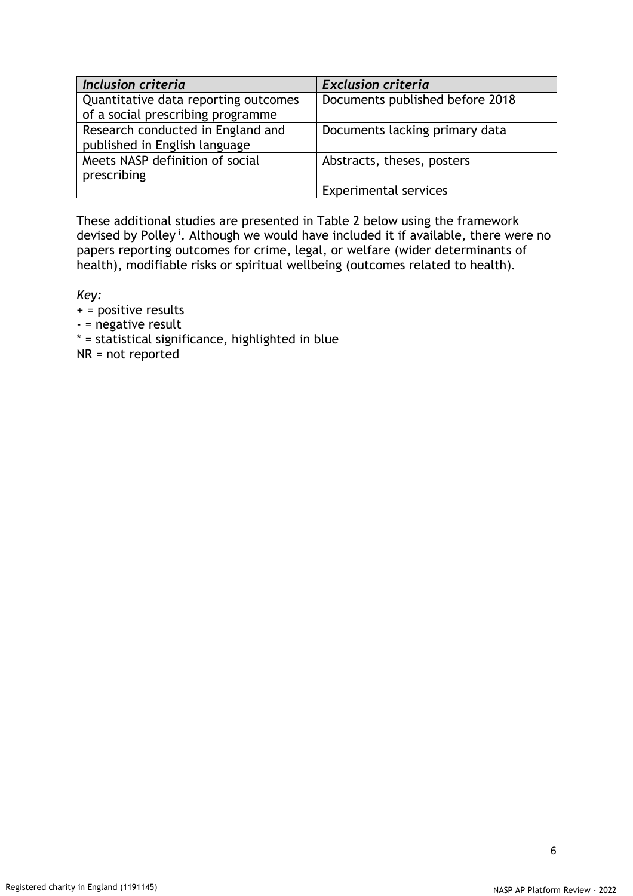| *Inclusion criteria* | *Exclusion criteria* |
|---|---|
| Quantitative data reporting outcomes of a social prescribing programme | Documents published before 2018 |
| Research conducted in England and published in English language | Documents lacking primary data |
| Meets NASP definition of social prescribing | Abstracts, theses, posters |
| | Experimental services |

These additional studies are presented in Table 2 below using the framework devised by Polley [i]. Although we would have included it if available, there were no papers reporting outcomes for crime, legal, or welfare (wider determinants of health), modifiable risks or spiritual wellbeing (outcomes related to health).

*Key:*

+ = positive results
- = negative result
* = statistical significance, highlighted in blue
NR = not reported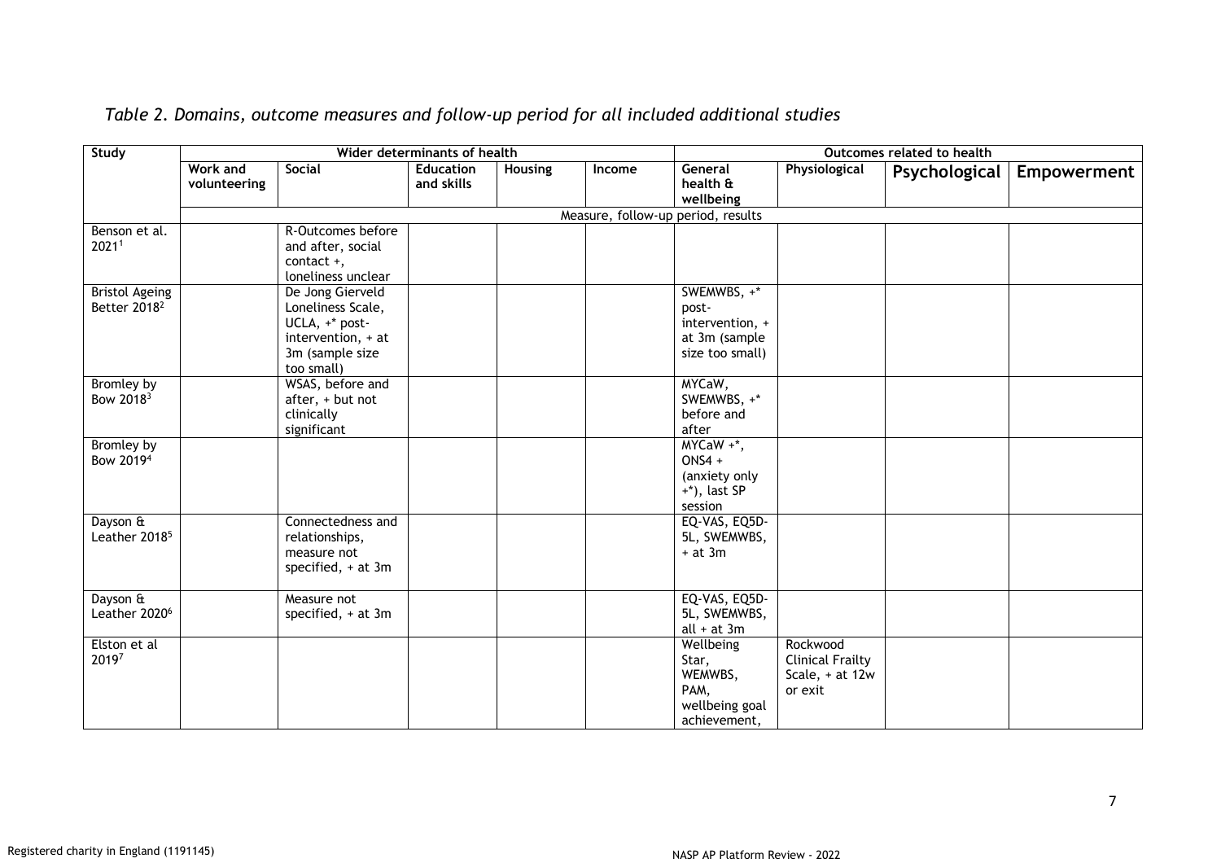*Table 2. Domains, outcome measures and follow-up period for all included additional studies*

| Study | Wider determinants of health | | | | | Outcomes related to health | | | |
|---|---|---|---|---|---|---|---|---|---|
| | Work and volunteering | Social | Education and skills | Housing | Income | General health & wellbeing | Physiological | Psychological | Empowerment |
| | Measure, follow-up period, results | | | | | | | | |
| Benson et al. 2021[1] | | R-Outcomes before and after, social contact +, loneliness unclear | | | | | | | |
| Bristol Ageing Better 2018[2] | | De Jong Gierveld Loneliness Scale, UCLA, +* post-intervention, + at 3m (sample size too small) | | | | SWEMWBS, +* post-intervention, + at 3m (sample size too small) | | | |
| Bromley by Bow 2018[3] | | WSAS, before and after, + but not clinically significant | | | | MYCaW, SWEMWBS, +* before and after | | | |
| Bromley by Bow 2019[4] | | | | | | MYCaW +*, ONS4 + (anxiety only +*), last SP session | | | |
| Dayson & Leather 2018[5] | | Connectedness and relationships, measure not specified, + at 3m | | | | EQ-VAS, EQ5D-5L, SWEMWBS, + at 3m | | | |
| Dayson & Leather 2020[6] | | Measure not specified, + at 3m | | | | EQ-VAS, EQ5D-5L, SWEMWBS, all + at 3m | | | |
| Elston et al 2019[7] | | | | | | Wellbeing Star, WEMWBS, PAM, wellbeing goal achievement, | Rockwood Clinical Frailty Scale, + at 12w or exit | | |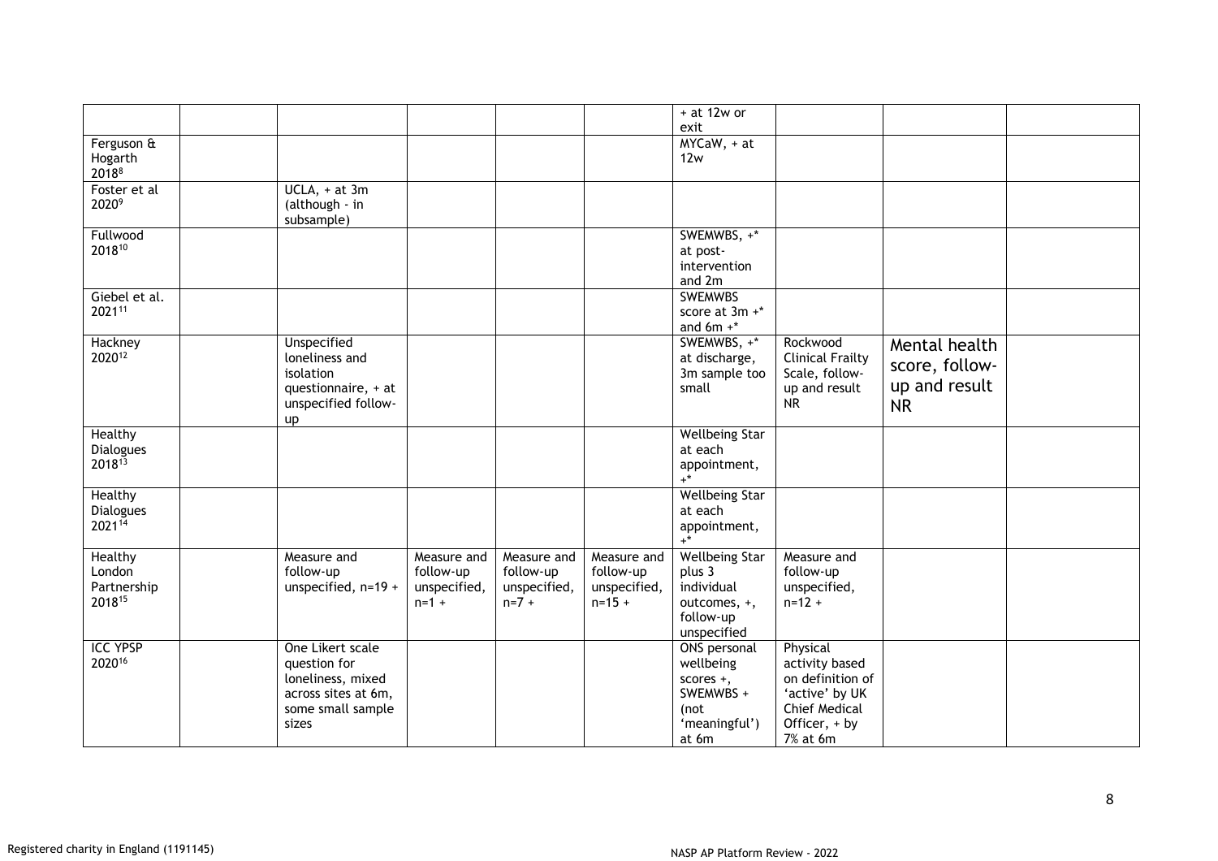| | | | | | | | | | |
|---|---|---|---|---|---|---|---|---|---|
| | | | | | | + at 12w or exit | | | |
| Ferguson & Hogarth 2018[8] | | | | | | MYCaW, + at 12w | | | |
| Foster et al 2020[9] | | UCLA, + at 3m (although - in subsample) | | | | | | | |
| Fullwood 2018[10] | | | | | | SWEMWBS, +* at post-intervention and 2m | | | |
| Giebel et al. 2021[11] | | | | | | SWEMWBS score at 3m +* and 6m +* | | | |
| Hackney 2020[12] | | Unspecified loneliness and isolation questionnaire, + at unspecified follow-up | | | | SWEMWBS, +* at discharge, 3m sample too small | Rockwood Clinical Frailty Scale, follow-up and result NR | Mental health score, follow-up and result NR | |
| Healthy Dialogues 2018[13] | | | | | | Wellbeing Star at each appointment, +* | | | |
| Healthy Dialogues 2021[14] | | | | | | Wellbeing Star at each appointment, +* | | | |
| Healthy London Partnership 2018[15] | | Measure and follow-up unspecified, n=19 + | Measure and follow-up unspecified, n=1 + | Measure and follow-up unspecified, n=7 + | Measure and follow-up unspecified, n=15 + | Wellbeing Star plus 3 individual outcomes, +, follow-up unspecified | Measure and follow-up unspecified, n=12 + | | |
| ICC YPSP 2020[16] | | One Likert scale question for loneliness, mixed across sites at 6m, some small sample sizes | | | | ONS personal wellbeing scores +, SWEMWBS + (not 'meaningful') at 6m | Physical activity based on definition of 'active' by UK Chief Medical Officer, + by 7% at 6m | | |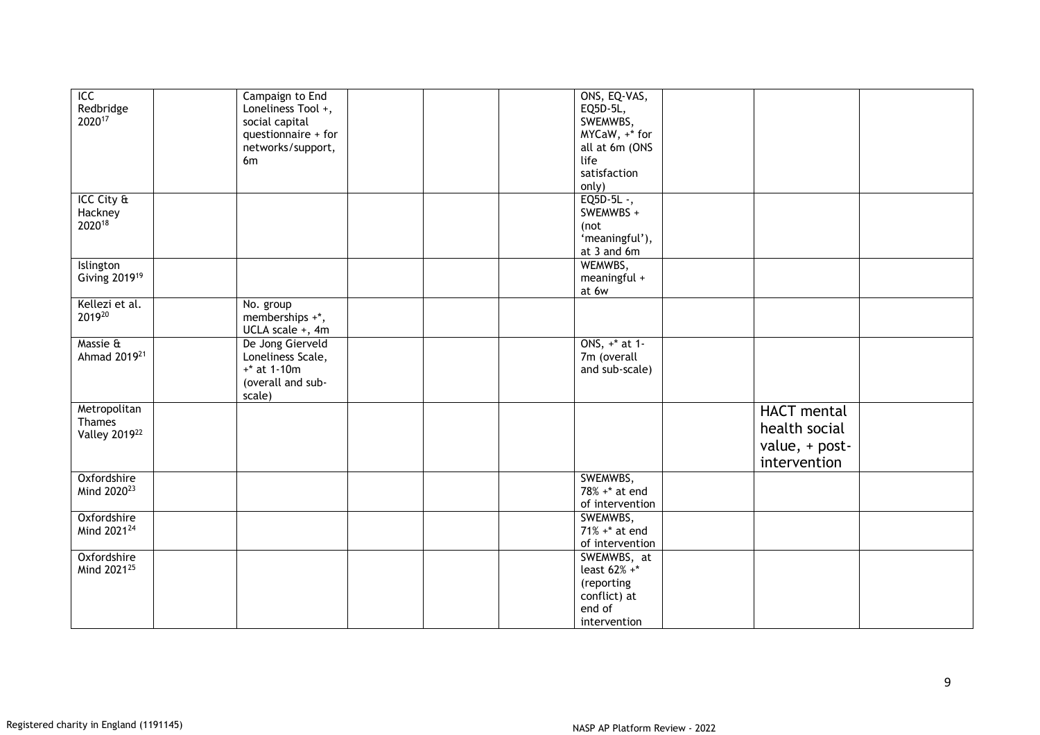| | | | | | | | | | |
|---|---|---|---|---|---|---|---|---|---|
| ICC Redbridge 2020[17] | | Campaign to End Loneliness Tool +, social capital questionnaire + for networks/support, 6m | | | | ONS, EQ-VAS, EQ5D-5L, SWEMWBS, MYCaW, +* for all at 6m (ONS life satisfaction only) | | | |
| ICC City & Hackney 2020[18] | | | | | | EQ5D-5L -, SWEMWBS + (not 'meaningful'), at 3 and 6m | | | |
| Islington Giving 2019[19] | | | | | | WEMWBS, meaningful + at 6w | | | |
| Kellezi et al. 2019[20] | | No. group memberships +*, UCLA scale +, 4m | | | | | | | |
| Massie & Ahmad 2019[21] | | De Jong Gierveld Loneliness Scale, +* at 1-10m (overall and sub-scale) | | | | ONS, +* at 1-7m (overall and sub-scale) | | | |
| Metropolitan Thames Valley 2019[22] | | | | | | | | HACT mental health social value, + post-intervention | |
| Oxfordshire Mind 2020[23] | | | | | | SWEMWBS, 78% +* at end of intervention | | | |
| Oxfordshire Mind 2021[24] | | | | | | SWEMWBS, 71% +* at end of intervention | | | |
| Oxfordshire Mind 2021[25] | | | | | | SWEMWBS, at least 62% +* (reporting conflict) at end of intervention | | | |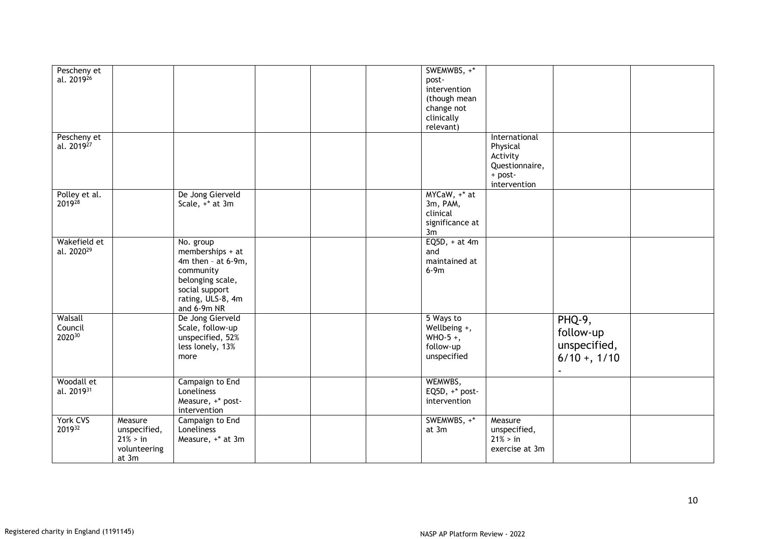| | | | | | | | | | |
|---|---|---|---|---|---|---|---|---|---|
| Pescheny et al. 2019[26] | | | | | | SWEMWBS, +* post-intervention (though mean change not clinically relevant) | | | |
| Pescheny et al. 2019[27] | | | | | | | International Physical Activity Questionnaire, + post-intervention | | |
| Polley et al. 2019[28] | | De Jong Gierveld Scale, +* at 3m | | | | MYCaW, +* at 3m, PAM, clinical significance at 3m | | | |
| Wakefield et al. 2020[29] | | No. group memberships + at 4m then – at 6-9m, community belonging scale, social support rating, ULS-8, 4m and 6-9m NR | | | | EQ5D, + at 4m and maintained at 6-9m | | | |
| Walsall Council 2020[30] | | De Jong Gierveld Scale, follow-up unspecified, 52% less lonely, 13% more | | | | 5 Ways to Wellbeing +, WHO-5 +, follow-up unspecified | | PHQ-9, follow-up unspecified, 6/10 +, 1/10 - | |
| Woodall et al. 2019[31] | | Campaign to End Loneliness Measure, +* post-intervention | | | | WEMWBS, EQ5D, +* post-intervention | | | |
| York CVS 2019[32] | Measure unspecified, 21% > in volunteering at 3m | Campaign to End Loneliness Measure, +* at 3m | | | | SWEMWBS, +* at 3m | Measure unspecified, 21% > in exercise at 3m | | |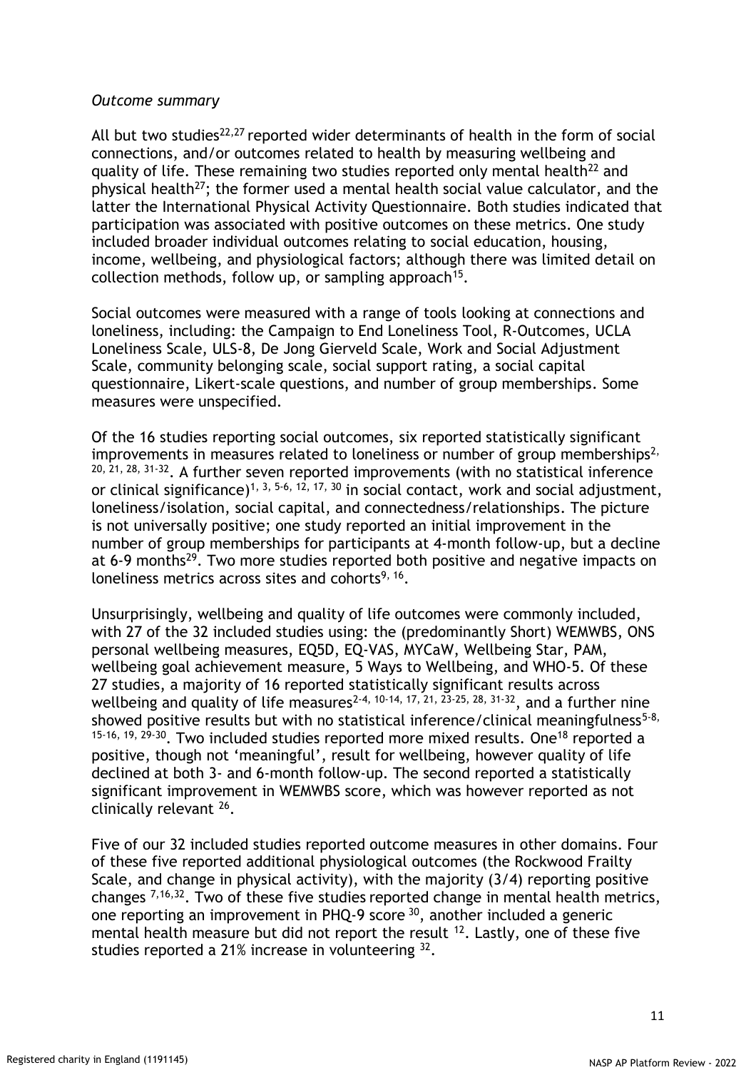*Outcome summary*

All but two studies[22,27] reported wider determinants of health in the form of social connections, and/or outcomes related to health by measuring wellbeing and quality of life. These remaining two studies reported only mental health[22] and physical health[27]; the former used a mental health social value calculator, and the latter the International Physical Activity Questionnaire. Both studies indicated that participation was associated with positive outcomes on these metrics. One study included broader individual outcomes relating to social education, housing, income, wellbeing, and physiological factors; although there was limited detail on collection methods, follow up, or sampling approach[15].

Social outcomes were measured with a range of tools looking at connections and loneliness, including: the Campaign to End Loneliness Tool, R-Outcomes, UCLA Loneliness Scale, ULS-8, De Jong Gierveld Scale, Work and Social Adjustment Scale, community belonging scale, social support rating, a social capital questionnaire, Likert-scale questions, and number of group memberships. Some measures were unspecified.

Of the 16 studies reporting social outcomes, six reported statistically significant improvements in measures related to loneliness or number of group memberships[2, 20, 21, 28, 31-32]. A further seven reported improvements (with no statistical inference or clinical significance)[1, 3, 5-6, 12, 17, 30] in social contact, work and social adjustment, loneliness/isolation, social capital, and connectedness/relationships. The picture is not universally positive; one study reported an initial improvement in the number of group memberships for participants at 4-month follow-up, but a decline at 6-9 months[29]. Two more studies reported both positive and negative impacts on loneliness metrics across sites and cohorts[9, 16].

Unsurprisingly, wellbeing and quality of life outcomes were commonly included, with 27 of the 32 included studies using: the (predominantly Short) WEMWBS, ONS personal wellbeing measures, EQ5D, EQ-VAS, MYCaW, Wellbeing Star, PAM, wellbeing goal achievement measure, 5 Ways to Wellbeing, and WHO-5. Of these 27 studies, a majority of 16 reported statistically significant results across wellbeing and quality of life measures[2-4, 10-14, 17, 21, 23-25, 28, 31-32], and a further nine showed positive results but with no statistical inference/clinical meaningfulness[5-8, 15-16, 19, 29-30]. Two included studies reported more mixed results. One[18] reported a positive, though not 'meaningful', result for wellbeing, however quality of life declined at both 3- and 6-month follow-up. The second reported a statistically significant improvement in WEMWBS score, which was however reported as not clinically relevant [26].

Five of our 32 included studies reported outcome measures in other domains. Four of these five reported additional physiological outcomes (the Rockwood Frailty Scale, and change in physical activity), with the majority (3/4) reporting positive changes [7,16,32]. Two of these five studies reported change in mental health metrics, one reporting an improvement in PHQ-9 score [30], another included a generic mental health measure but did not report the result [12]. Lastly, one of these five studies reported a 21% increase in volunteering [32].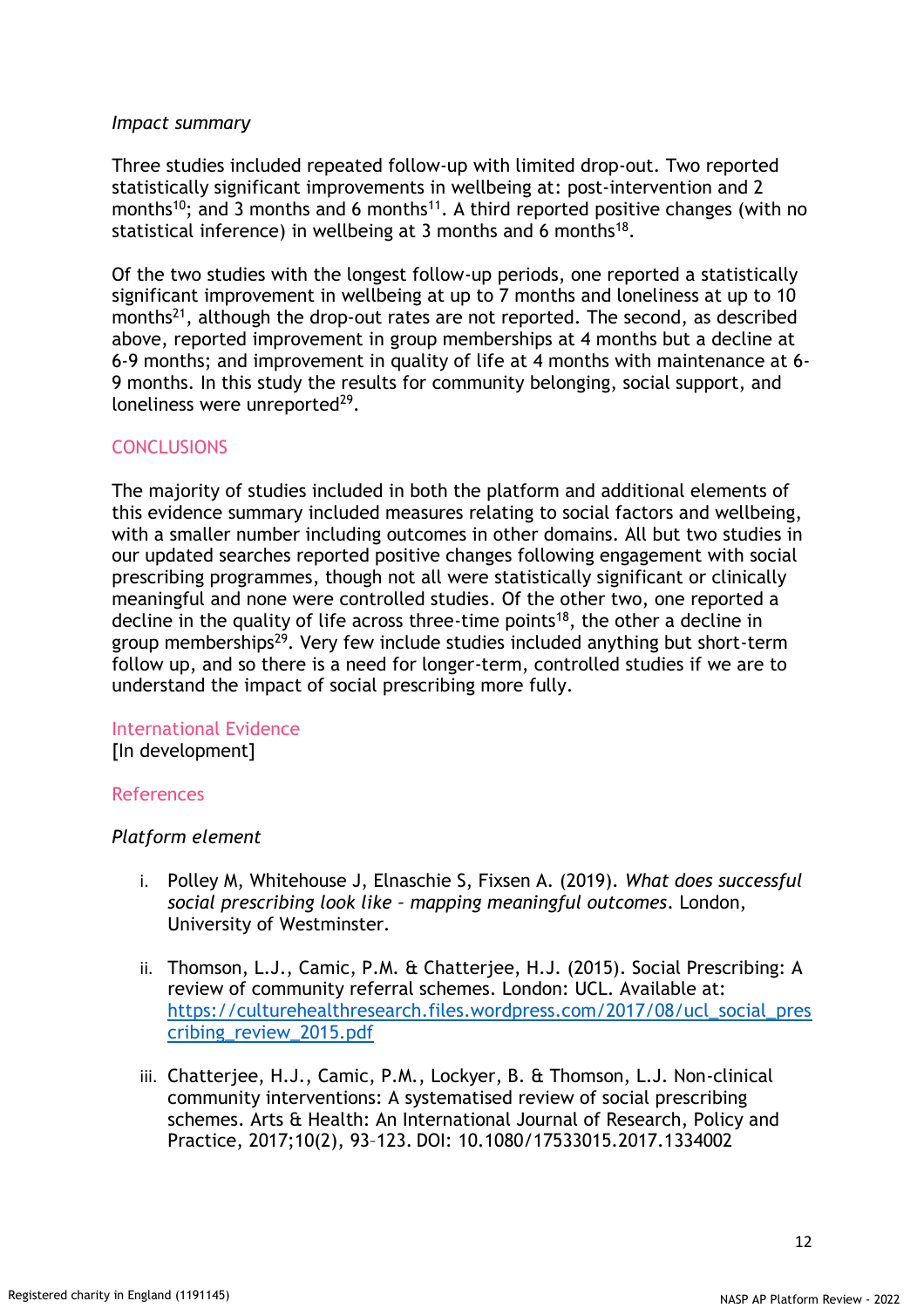*Impact summary*

Three studies included repeated follow-up with limited drop-out. Two reported statistically significant improvements in wellbeing at: post-intervention and 2 months[10]; and 3 months and 6 months[11]. A third reported positive changes (with no statistical inference) in wellbeing at 3 months and 6 months[18].

Of the two studies with the longest follow-up periods, one reported a statistically significant improvement in wellbeing at up to 7 months and loneliness at up to 10 months[21], although the drop-out rates are not reported. The second, as described above, reported improvement in group memberships at 4 months but a decline at 6-9 months; and improvement in quality of life at 4 months with maintenance at 6-9 months. In this study the results for community belonging, social support, and loneliness were unreported[29].

## CONCLUSIONS

The majority of studies included in both the platform and additional elements of this evidence summary included measures relating to social factors and wellbeing, with a smaller number including outcomes in other domains. All but two studies in our updated searches reported positive changes following engagement with social prescribing programmes, though not all were statistically significant or clinically meaningful and none were controlled studies. Of the other two, one reported a decline in the quality of life across three-time points[18], the other a decline in group memberships[29]. Very few include studies included anything but short-term follow up, and so there is a need for longer-term, controlled studies if we are to understand the impact of social prescribing more fully.

## International Evidence

[In development]

## References

*Platform element*

i. Polley M, Whitehouse J, Elnaschie S, Fixsen A. (2019). *What does successful social prescribing look like – mapping meaningful outcomes*. London, University of Westminster.

ii. Thomson, L.J., Camic, P.M. & Chatterjee, H.J. (2015). Social Prescribing: A review of community referral schemes. London: UCL. Available at: [https://culturehealthresearch.files.wordpress.com/2017/08/ucl_social_prescribing_review_2015.pdf](https://culturehealthresearch.files.wordpress.com/2017/08/ucl_social_prescribing_review_2015.pdf)

iii. Chatterjee, H.J., Camic, P.M., Lockyer, B. & Thomson, L.J. Non-clinical community interventions: A systematised review of social prescribing schemes. Arts & Health: An International Journal of Research, Policy and Practice, 2017;10(2), 93–123. DOI: 10.1080/17533015.2017.1334002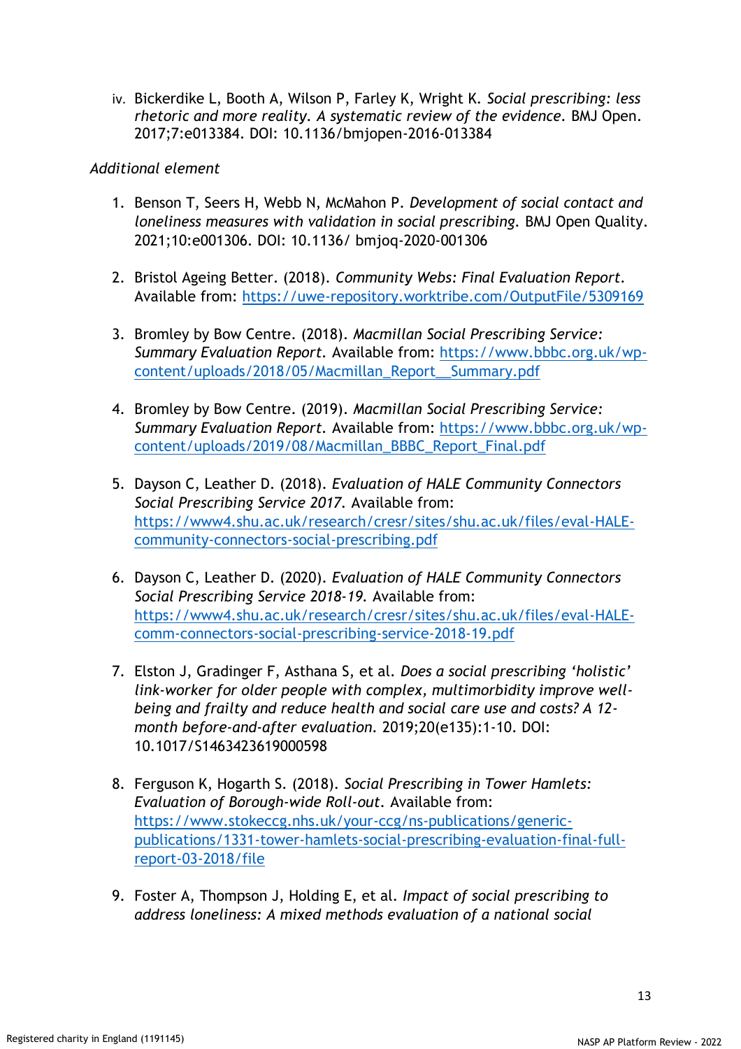iv. Bickerdike L, Booth A, Wilson P, Farley K, Wright K. *Social prescribing: less rhetoric and more reality. A systematic review of the evidence*. BMJ Open. 2017;7:e013384. DOI: 10.1136/bmjopen-2016-013384

*Additional element*

1. Benson T, Seers H, Webb N, McMahon P. *Development of social contact and loneliness measures with validation in social prescribing*. BMJ Open Quality. 2021;10:e001306. DOI: 10.1136/ bmjoq-2020-001306

2. Bristol Ageing Better. (2018). *Community Webs: Final Evaluation Report*. Available from: https://uwe-repository.worktribe.com/OutputFile/5309169

3. Bromley by Bow Centre. (2018). *Macmillan Social Prescribing Service: Summary Evaluation Report*. Available from: https://www.bbbc.org.uk/wp-content/uploads/2018/05/Macmillan_Report__Summary.pdf

4. Bromley by Bow Centre. (2019). *Macmillan Social Prescribing Service: Summary Evaluation Report*. Available from: https://www.bbbc.org.uk/wp-content/uploads/2019/08/Macmillan_BBBC_Report_Final.pdf

5. Dayson C, Leather D. (2018). *Evaluation of HALE Community Connectors Social Prescribing Service 2017*. Available from: https://www4.shu.ac.uk/research/cresr/sites/shu.ac.uk/files/eval-HALE-community-connectors-social-prescribing.pdf

6. Dayson C, Leather D. (2020). *Evaluation of HALE Community Connectors Social Prescribing Service 2018-19*. Available from: https://www4.shu.ac.uk/research/cresr/sites/shu.ac.uk/files/eval-HALE-comm-connectors-social-prescribing-service-2018-19.pdf

7. Elston J, Gradinger F, Asthana S, et al. *Does a social prescribing 'holistic' link-worker for older people with complex, multimorbidity improve well-being and frailty and reduce health and social care use and costs? A 12-month before-and-after evaluation*. 2019;20(e135):1-10. DOI: 10.1017/S1463423619000598

8. Ferguson K, Hogarth S. (2018). *Social Prescribing in Tower Hamlets: Evaluation of Borough-wide Roll-out*. Available from: https://www.stokeccg.nhs.uk/your-ccg/ns-publications/generic-publications/1331-tower-hamlets-social-prescribing-evaluation-final-full-report-03-2018/file

9. Foster A, Thompson J, Holding E, et al. *Impact of social prescribing to address loneliness: A mixed methods evaluation of a national social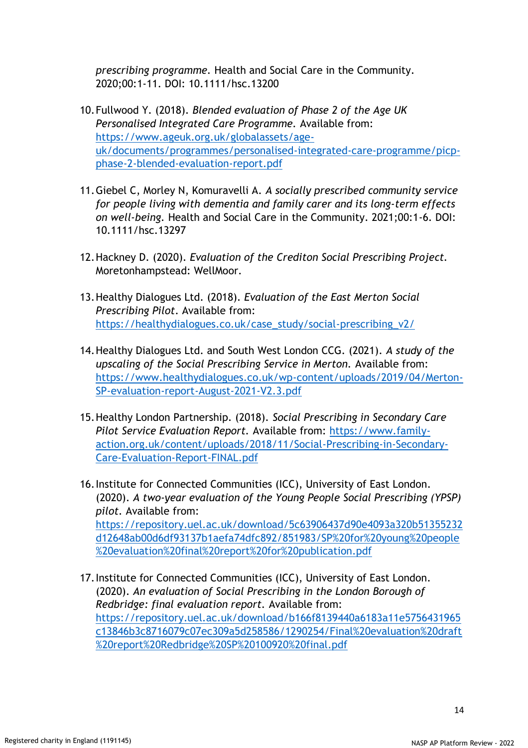*prescribing programme.* Health and Social Care in the Community. 2020;00:1-11. DOI: 10.1111/hsc.13200

10. Fullwood Y. (2018). *Blended evaluation of Phase 2 of the Age UK Personalised Integrated Care Programme.* Available from: https://www.ageuk.org.uk/globalassets/age-uk/documents/programmes/personalised-integrated-care-programme/picp-phase-2-blended-evaluation-report.pdf

11. Giebel C, Morley N, Komuravelli A. *A socially prescribed community service for people living with dementia and family carer and its long-term effects on well-being.* Health and Social Care in the Community. 2021;00:1-6. DOI: 10.1111/hsc.13297

12. Hackney D. (2020). *Evaluation of the Crediton Social Prescribing Project.* Moretonhampstead: WellMoor.

13. Healthy Dialogues Ltd. (2018). *Evaluation of the East Merton Social Prescribing Pilot.* Available from: https://healthydialogues.co.uk/case_study/social-prescribing_v2/

14. Healthy Dialogues Ltd. and South West London CCG. (2021). *A study of the upscaling of the Social Prescribing Service in Merton.* Available from: https://www.healthydialogues.co.uk/wp-content/uploads/2019/04/Merton-SP-evaluation-report-August-2021-V2.3.pdf

15. Healthy London Partnership. (2018). *Social Prescribing in Secondary Care Pilot Service Evaluation Report.* Available from: https://www.family-action.org.uk/content/uploads/2018/11/Social-Prescribing-in-Secondary-Care-Evaluation-Report-FINAL.pdf

16. Institute for Connected Communities (ICC), University of East London. (2020). *A two-year evaluation of the Young People Social Prescribing (YPSP) pilot.* Available from: https://repository.uel.ac.uk/download/5c63906437d90e4093a320b51355232d12648ab00d6df93137b1aefa74dfc892/851983/SP%20for%20young%20people%20evaluation%20final%20report%20for%20publication.pdf

17. Institute for Connected Communities (ICC), University of East London. (2020). *An evaluation of Social Prescribing in the London Borough of Redbridge: final evaluation report.* Available from: https://repository.uel.ac.uk/download/b166f8139440a6183a11e5756431965c13846b3c8716079c07ec309a5d258586/1290254/Final%20evaluation%20draft%20report%20Redbridge%20SP%20100920%20final.pdf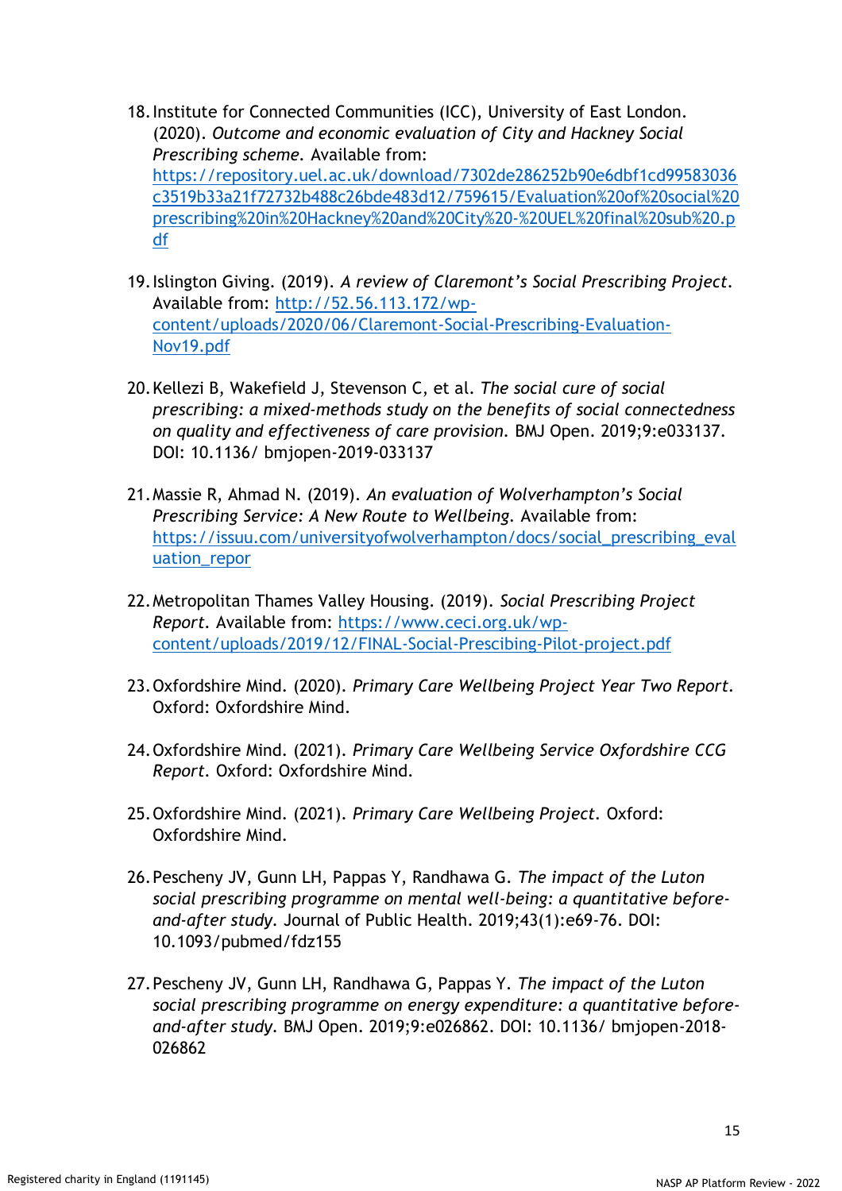18. Institute for Connected Communities (ICC), University of East London. (2020). *Outcome and economic evaluation of City and Hackney Social Prescribing scheme*. Available from: https://repository.uel.ac.uk/download/7302de286252b90e6dbf1cd99583036c3519b33a21f72732b488c26bde483d12/759615/Evaluation%20of%20social%20prescribing%20in%20Hackney%20and%20City%20-%20UEL%20final%20sub%20.pdf

19. Islington Giving. (2019). *A review of Claremont's Social Prescribing Project*. Available from: http://52.56.113.172/wp-content/uploads/2020/06/Claremont-Social-Prescribing-Evaluation-Nov19.pdf

20. Kellezi B, Wakefield J, Stevenson C, et al. *The social cure of social prescribing: a mixed-methods study on the benefits of social connectedness on quality and effectiveness of care provision*. BMJ Open. 2019;9:e033137. DOI: 10.1136/ bmjopen-2019-033137

21. Massie R, Ahmad N. (2019). *An evaluation of Wolverhampton's Social Prescribing Service: A New Route to Wellbeing*. Available from: https://issuu.com/universityofwolverhampton/docs/social_prescribing_evaluation_repor

22. Metropolitan Thames Valley Housing. (2019). *Social Prescribing Project Report*. Available from: https://www.ceci.org.uk/wp-content/uploads/2019/12/FINAL-Social-Prescibing-Pilot-project.pdf

23. Oxfordshire Mind. (2020). *Primary Care Wellbeing Project Year Two Report*. Oxford: Oxfordshire Mind.

24. Oxfordshire Mind. (2021). *Primary Care Wellbeing Service Oxfordshire CCG Report*. Oxford: Oxfordshire Mind.

25. Oxfordshire Mind. (2021). *Primary Care Wellbeing Project*. Oxford: Oxfordshire Mind.

26. Pescheny JV, Gunn LH, Pappas Y, Randhawa G. *The impact of the Luton social prescribing programme on mental well-being: a quantitative before-and-after study*. Journal of Public Health. 2019;43(1):e69-76. DOI: 10.1093/pubmed/fdz155

27. Pescheny JV, Gunn LH, Randhawa G, Pappas Y. *The impact of the Luton social prescribing programme on energy expenditure: a quantitative before-and-after study*. BMJ Open. 2019;9:e026862. DOI: 10.1136/ bmjopen-2018-026862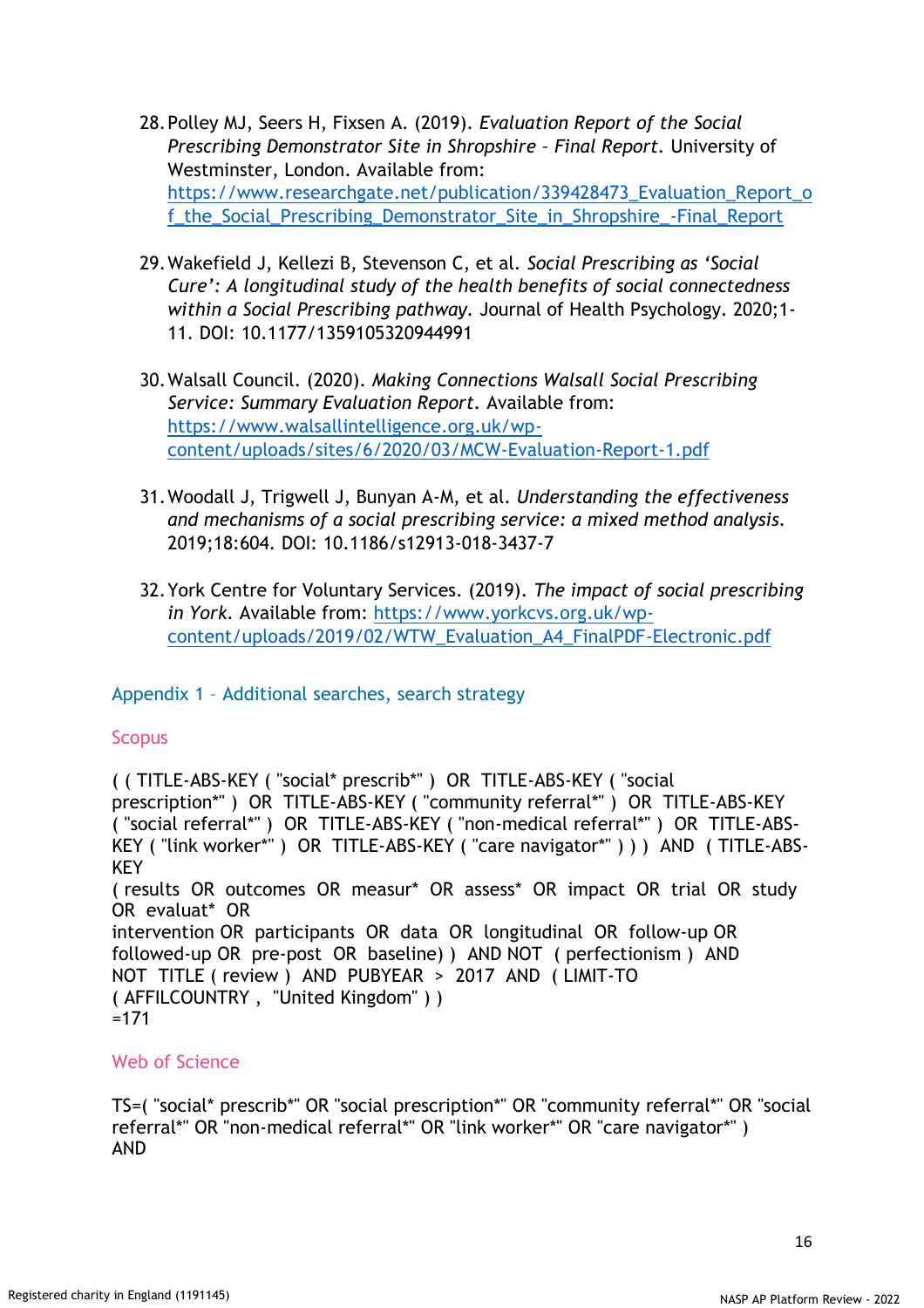28. Polley MJ, Seers H, Fixsen A. (2019). *Evaluation Report of the Social Prescribing Demonstrator Site in Shropshire – Final Report*. University of Westminster, London. Available from: [https://www.researchgate.net/publication/339428473_Evaluation_Report_of_the_Social_Prescribing_Demonstrator_Site_in_Shropshire_-Final_Report](https://www.researchgate.net/publication/339428473_Evaluation_Report_of_the_Social_Prescribing_Demonstrator_Site_in_Shropshire_-Final_Report)

29. Wakefield J, Kellezi B, Stevenson C, et al. *Social Prescribing as 'Social Cure': A longitudinal study of the health benefits of social connectedness within a Social Prescribing pathway*. Journal of Health Psychology. 2020;1-11. DOI: 10.1177/1359105320944991

30. Walsall Council. (2020). *Making Connections Walsall Social Prescribing Service: Summary Evaluation Report*. Available from: [https://www.walsallintelligence.org.uk/wp-content/uploads/sites/6/2020/03/MCW-Evaluation-Report-1.pdf](https://www.walsallintelligence.org.uk/wp-content/uploads/sites/6/2020/03/MCW-Evaluation-Report-1.pdf)

31. Woodall J, Trigwell J, Bunyan A-M, et al. *Understanding the effectiveness and mechanisms of a social prescribing service: a mixed method analysis*. 2019;18:604. DOI: 10.1186/s12913-018-3437-7

32. York Centre for Voluntary Services. (2019). *The impact of social prescribing in York*. Available from: [https://www.yorkcvs.org.uk/wp-content/uploads/2019/02/WTW_Evaluation_A4_FinalPDF-Electronic.pdf](https://www.yorkcvs.org.uk/wp-content/uploads/2019/02/WTW_Evaluation_A4_FinalPDF-Electronic.pdf)

## Appendix 1 – Additional searches, search strategy

### Scopus

( ( TITLE-ABS-KEY ( "social* prescrib*" ) OR TITLE-ABS-KEY ( "social prescription*" ) OR TITLE-ABS-KEY ( "community referral*" ) OR TITLE-ABS-KEY ( "social referral*" ) OR TITLE-ABS-KEY ( "non-medical referral*" ) OR TITLE-ABS-KEY ( "link worker*" ) OR TITLE-ABS-KEY ( "care navigator*" ) ) ) AND ( TITLE-ABS-KEY
( results OR outcomes OR measur* OR assess* OR impact OR trial OR study OR evaluat* OR
intervention OR participants OR data OR longitudinal OR follow-up OR followed-up OR pre-post OR baseline) ) AND NOT ( perfectionism ) AND NOT TITLE ( review ) AND PUBYEAR > 2017 AND ( LIMIT-TO ( AFFILCOUNTRY , "United Kingdom" ) )
=171

### Web of Science

TS=( "social* prescrib*" OR "social prescription*" OR "community referral*" OR "social referral*" OR "non-medical referral*" OR "link worker*" OR "care navigator*" )
AND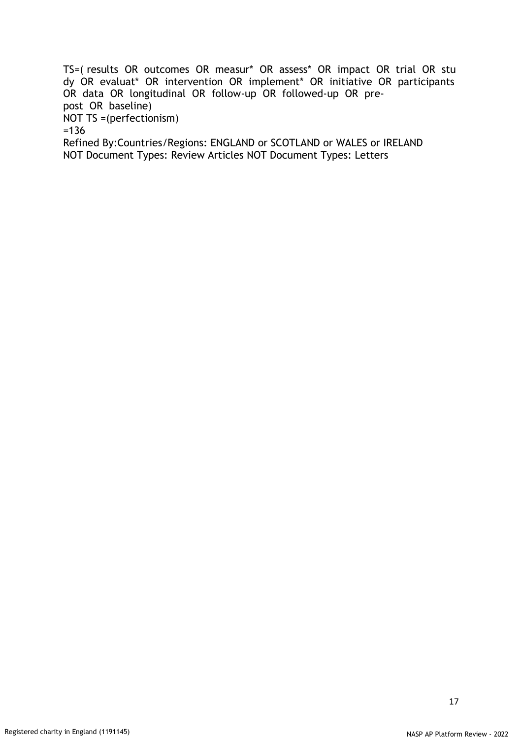TS=( results OR outcomes OR measur* OR assess* OR impact OR trial OR study OR evaluat* OR intervention OR implement* OR initiative OR participants OR data OR longitudinal OR follow-up OR followed-up OR pre-post OR baseline)
NOT TS =(perfectionism)
=136
Refined By:Countries/Regions: ENGLAND or SCOTLAND or WALES or IRELAND
NOT Document Types: Review Articles NOT Document Types: Letters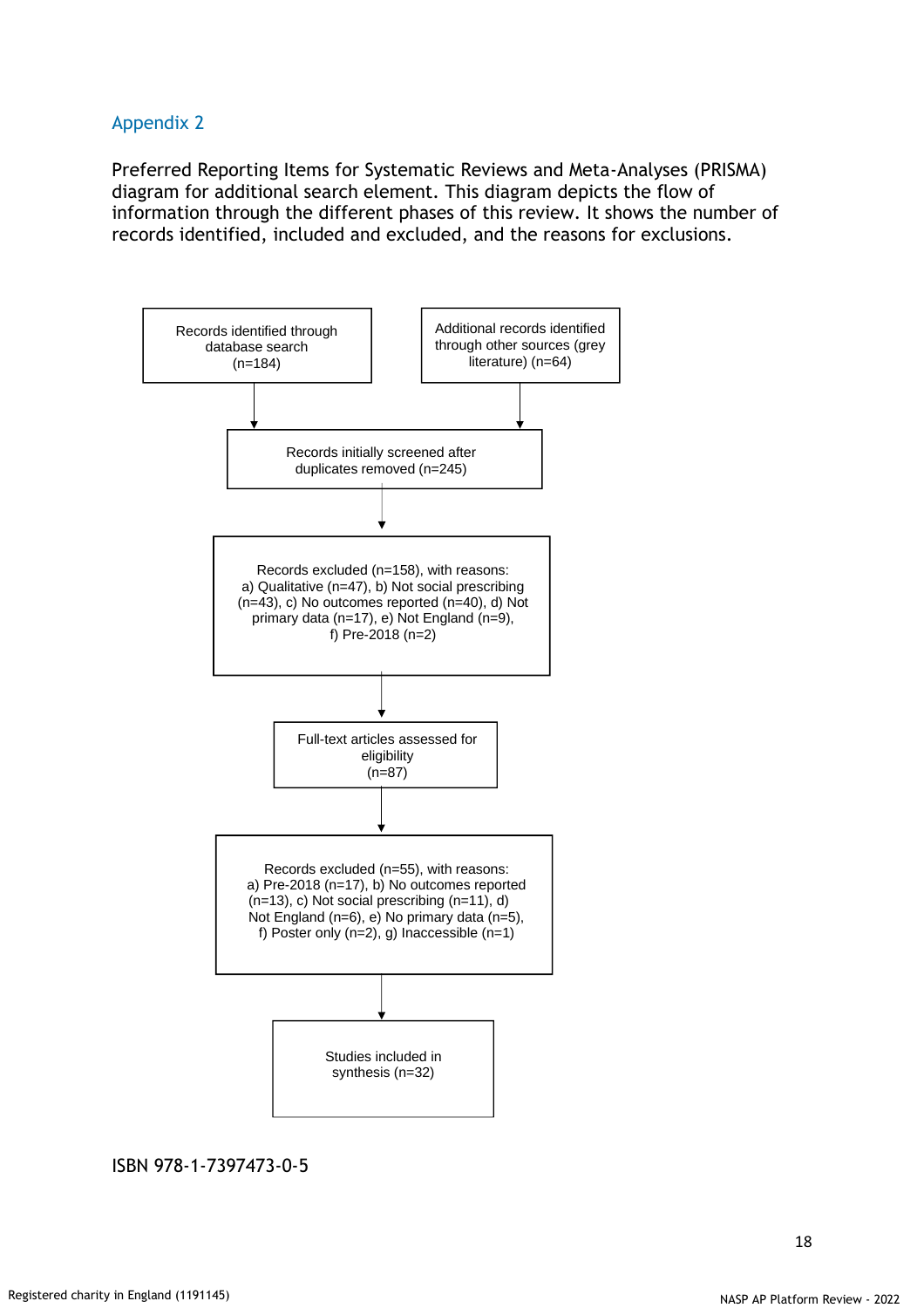## Appendix 2

Preferred Reporting Items for Systematic Reviews and Meta-Analyses (PRISMA) diagram for additional search element. This diagram depicts the flow of information through the different phases of this review. It shows the number of records identified, included and excluded, and the reasons for exclusions.

Records identified through database search (n=184)

Additional records identified through other sources (grey literature) (n=64)

Records initially screened after duplicates removed (n=245)

Records excluded (n=158), with reasons: a) Qualitative (n=47), b) Not social prescribing (n=43), c) No outcomes reported (n=40), d) Not primary data (n=17), e) Not England (n=9), f) Pre-2018 (n=2)

Full-text articles assessed for eligibility (n=87)

Records excluded (n=55), with reasons: a) Pre-2018 (n=17), b) No outcomes reported (n=13), c) Not social prescribing (n=11), d) Not England (n=6), e) No primary data (n=5), f) Poster only (n=2), g) Inaccessible (n=1)

Studies included in synthesis (n=32)

ISBN 978-1-7397473-0-5

Registered charity in England (1191145)